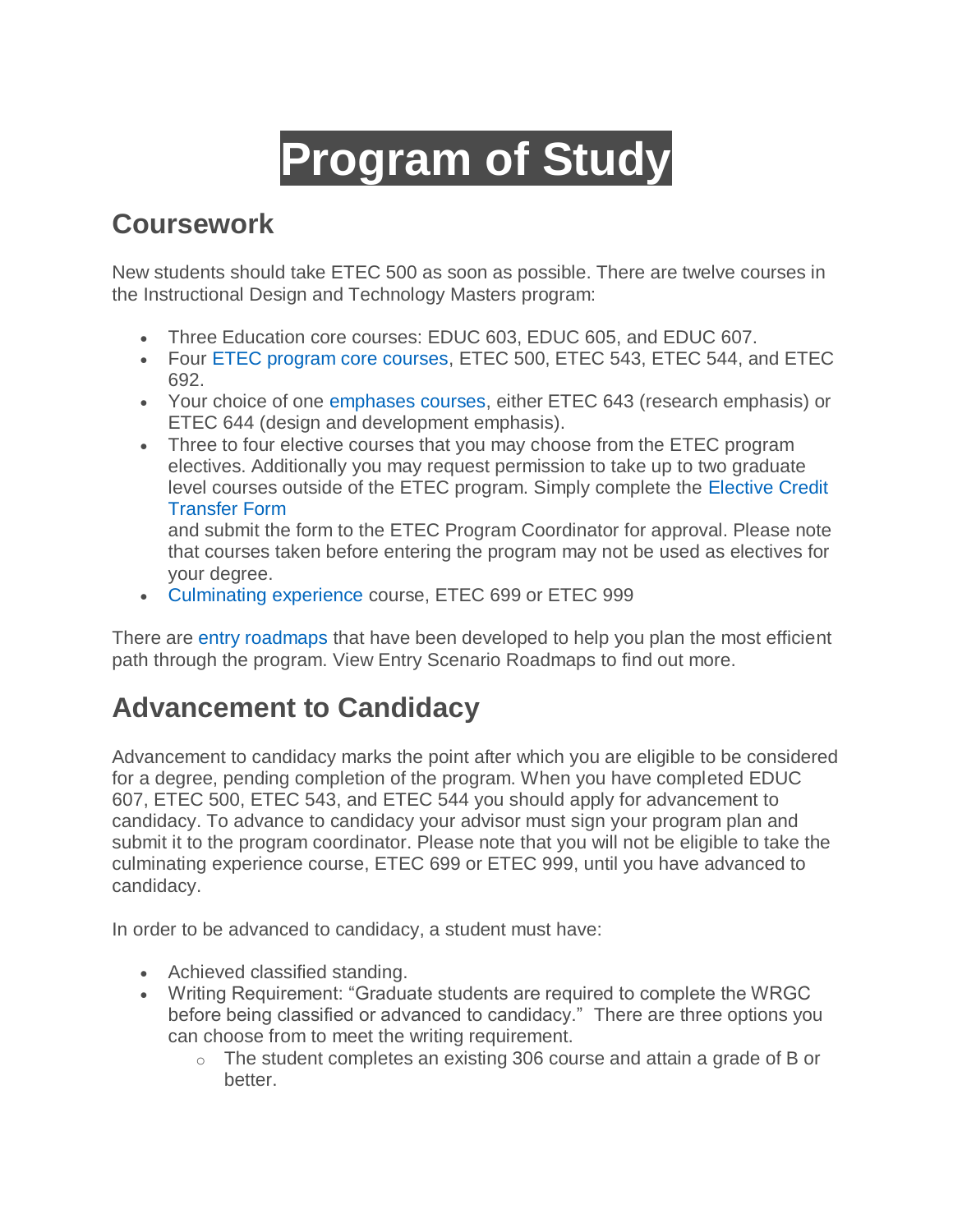# Program of Study

## Coursework

New students should take ETEC 500 as soon as possible. There are twelve courses in the Instructional Design and Technology Masters program:

- Three Education core courses: EDUC 603, EDUC 605, and EDUC 607.
- Four ETEC program core courses, ETEC 500, ETEC 543, ETEC 544, and ETEC 692.
- Your choice of one emphases courses, either ETEC 643 (research emphasis) or ETEC 644 (design and development emphasis).
- Three to four elective courses that you may choose from the ETEC program electives. Additionally you may request permission to take up to two graduate level courses outside of the ETEC program. Simply complete the Elective Credit Transfer Form  
and submit the form to the ETEC Program Coordinator for approval. Please note that courses taken before entering the program may not be used as electives for your degree.
- Culminating experience course, ETEC 699 or ETEC 999

There are entry roadmaps that have been developed to help you plan the most efficient path through the program. View Entry Scenario Roadmaps to find out more.

## Advancement to Candidacy

Advancement to candidacy marks the point after which you are eligible to be considered for a degree, pending completion of the program. When you have completed EDUC 607, ETEC 500, ETEC 543, and ETEC 544 you should apply for advancement to candidacy. To advance to candidacy your advisor must sign your program plan and submit it to the program coordinator. Please note that you will not be eligible to take the culminating experience course, ETEC 699 or ETEC 999, until you have advanced to candidacy.

In order to be advanced to candidacy, a student must have:

- Achieved classified standing.
- Writing Requirement: "Graduate students are required to complete the WRGC before being classified or advanced to candidacy." There are three options you can choose from to meet the writing requirement.
  - The student completes an existing 306 course and attain a grade of B or better.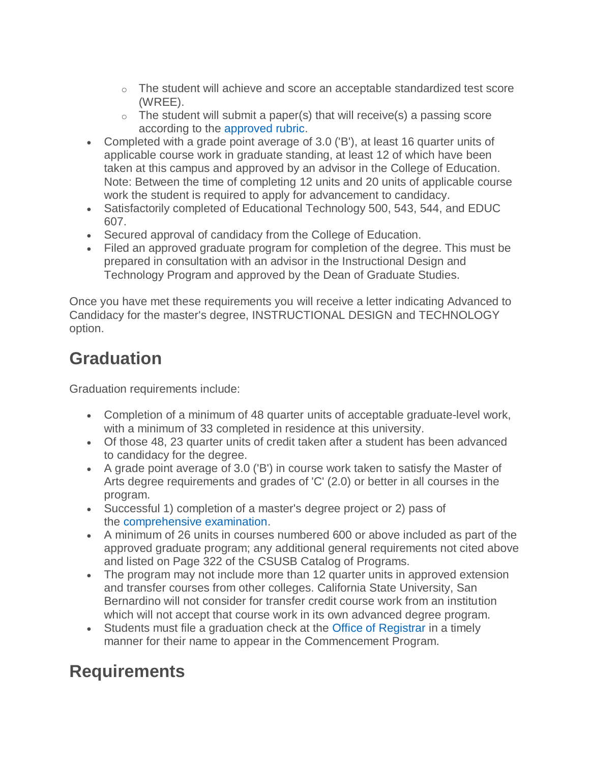- The student will achieve and score an acceptable standardized test score (WREE).
    - The student will submit a paper(s) that will receive(s) a passing score according to the approved rubric.
- Completed with a grade point average of 3.0 ('B'), at least 16 quarter units of applicable course work in graduate standing, at least 12 of which have been taken at this campus and approved by an advisor in the College of Education. Note: Between the time of completing 12 units and 20 units of applicable course work the student is required to apply for advancement to candidacy.
- Satisfactorily completed of Educational Technology 500, 543, 544, and EDUC 607.
- Secured approval of candidacy from the College of Education.
- Filed an approved graduate program for completion of the degree. This must be prepared in consultation with an advisor in the Instructional Design and Technology Program and approved by the Dean of Graduate Studies.

Once you have met these requirements you will receive a letter indicating Advanced to Candidacy for the master's degree, INSTRUCTIONAL DESIGN and TECHNOLOGY option.

## Graduation

Graduation requirements include:

- Completion of a minimum of 48 quarter units of acceptable graduate-level work, with a minimum of 33 completed in residence at this university.
- Of those 48, 23 quarter units of credit taken after a student has been advanced to candidacy for the degree.
- A grade point average of 3.0 ('B') in course work taken to satisfy the Master of Arts degree requirements and grades of 'C' (2.0) or better in all courses in the program.
- Successful 1) completion of a master's degree project or 2) pass of the comprehensive examination.
- A minimum of 26 units in courses numbered 600 or above included as part of the approved graduate program; any additional general requirements not cited above and listed on Page 322 of the CSUSB Catalog of Programs.
- The program may not include more than 12 quarter units in approved extension and transfer courses from other colleges. California State University, San Bernardino will not consider for transfer credit course work from an institution which will not accept that course work in its own advanced degree program.
- Students must file a graduation check at the Office of Registrar in a timely manner for their name to appear in the Commencement Program.

## Requirements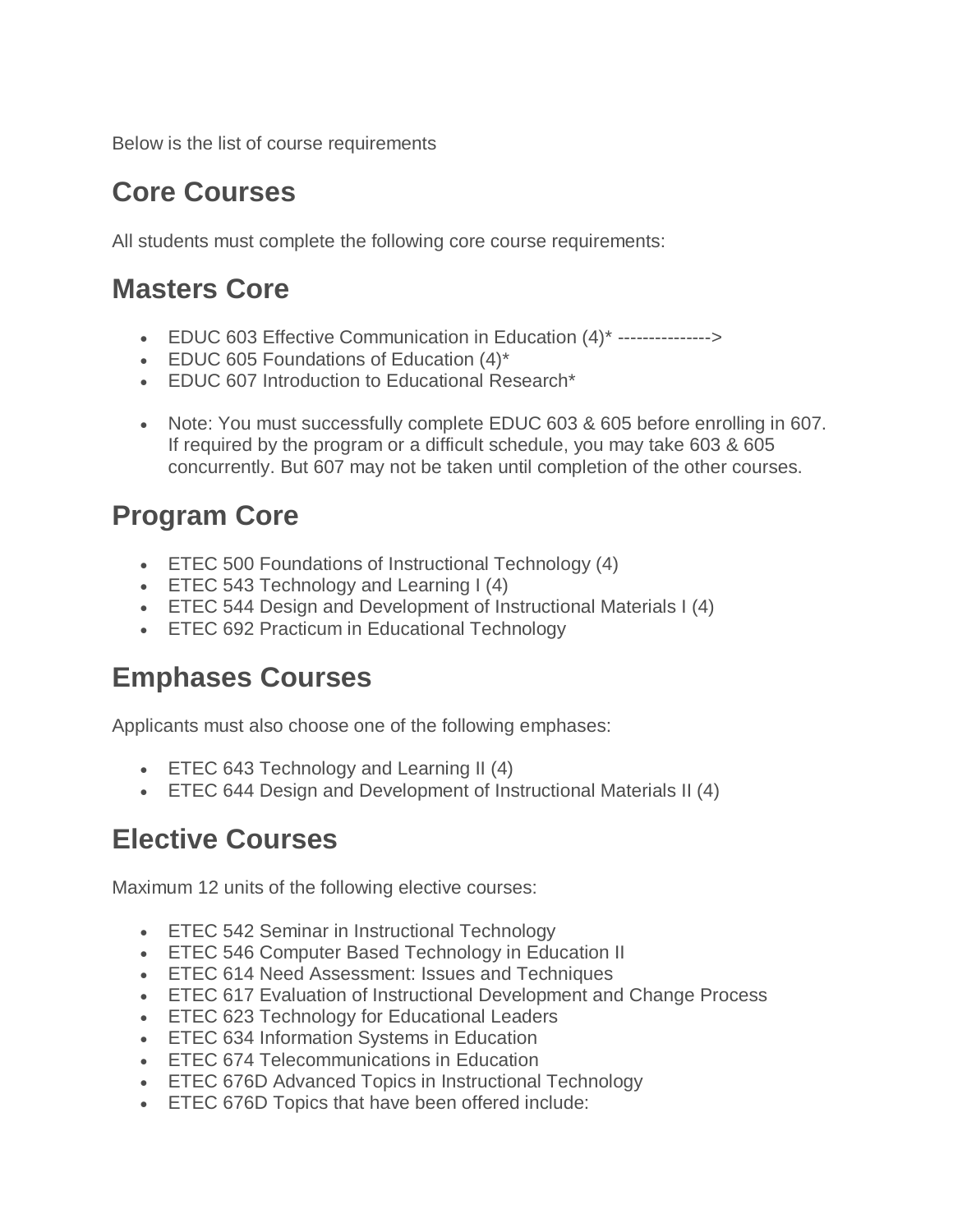Below is the list of course requirements

# Core Courses

All students must complete the following core course requirements:

# Masters Core

- EDUC 603 Effective Communication in Education (4)* --------------->
- EDUC 605 Foundations of Education (4)*
- EDUC 607 Introduction to Educational Research*

- Note: You must successfully complete EDUC 603 & 605 before enrolling in 607. If required by the program or a difficult schedule, you may take 603 & 605 concurrently. But 607 may not be taken until completion of the other courses.

# Program Core

- ETEC 500 Foundations of Instructional Technology (4)
- ETEC 543 Technology and Learning I (4)
- ETEC 544 Design and Development of Instructional Materials I (4)
- ETEC 692 Practicum in Educational Technology

# Emphases Courses

Applicants must also choose one of the following emphases:

- ETEC 643 Technology and Learning II (4)
- ETEC 644 Design and Development of Instructional Materials II (4)

# Elective Courses

Maximum 12 units of the following elective courses:

- ETEC 542 Seminar in Instructional Technology
- ETEC 546 Computer Based Technology in Education II
- ETEC 614 Need Assessment: Issues and Techniques
- ETEC 617 Evaluation of Instructional Development and Change Process
- ETEC 623 Technology for Educational Leaders
- ETEC 634 Information Systems in Education
- ETEC 674 Telecommunications in Education
- ETEC 676D Advanced Topics in Instructional Technology
- ETEC 676D Topics that have been offered include: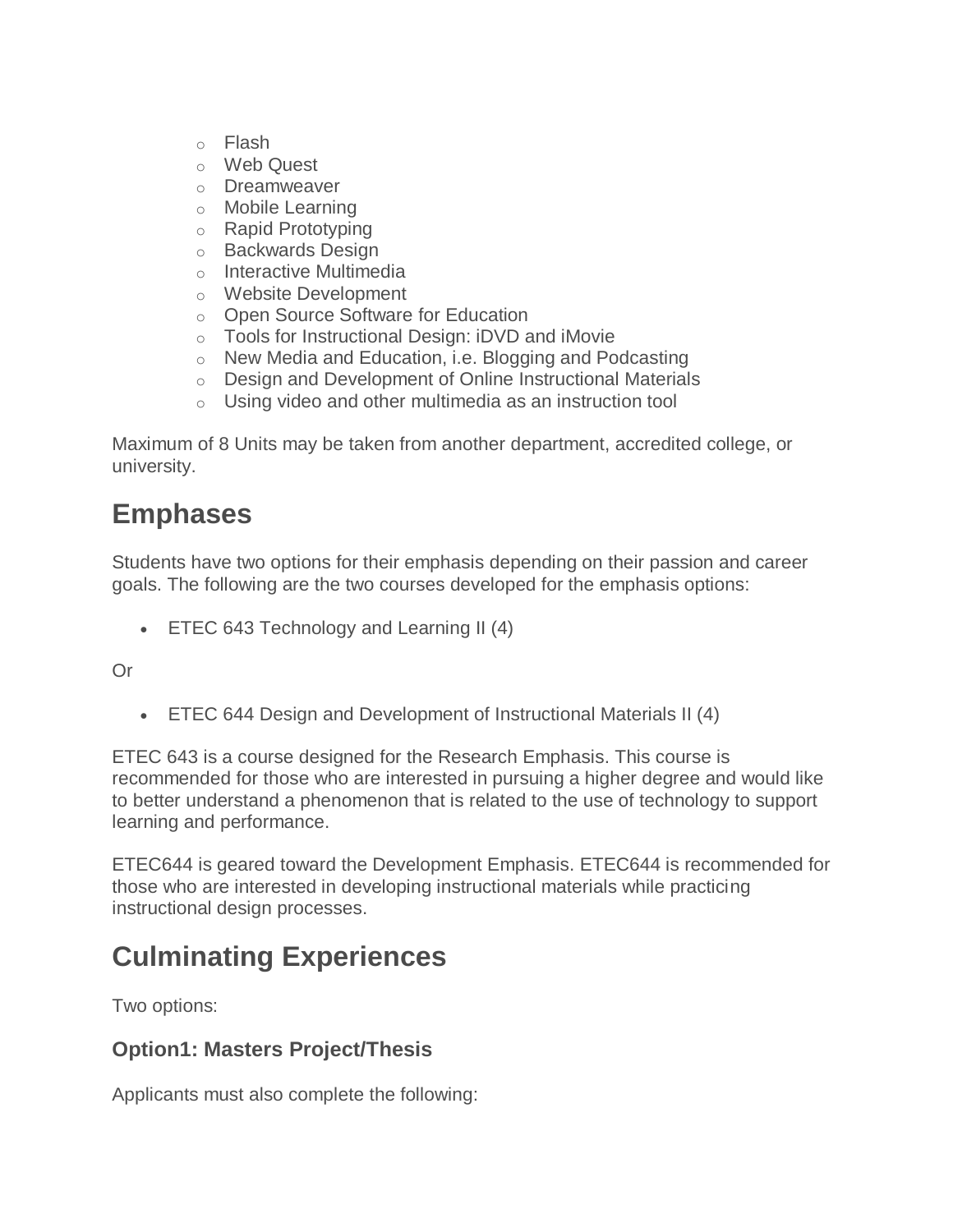- Flash
- Web Quest
- Dreamweaver
- Mobile Learning
- Rapid Prototyping
- Backwards Design
- Interactive Multimedia
- Website Development
- Open Source Software for Education
- Tools for Instructional Design: iDVD and iMovie
- New Media and Education, i.e. Blogging and Podcasting
- Design and Development of Online Instructional Materials
- Using video and other multimedia as an instruction tool

Maximum of 8 Units may be taken from another department, accredited college, or university.

# Emphases

Students have two options for their emphasis depending on their passion and career goals. The following are the two courses developed for the emphasis options:

- ETEC 643 Technology and Learning II (4)

Or

- ETEC 644 Design and Development of Instructional Materials II (4)

ETEC 643 is a course designed for the Research Emphasis. This course is recommended for those who are interested in pursuing a higher degree and would like to better understand a phenomenon that is related to the use of technology to support learning and performance.

ETEC644 is geared toward the Development Emphasis. ETEC644 is recommended for those who are interested in developing instructional materials while practicing instructional design processes.

# Culminating Experiences

Two options:

### Option1: Masters Project/Thesis

Applicants must also complete the following: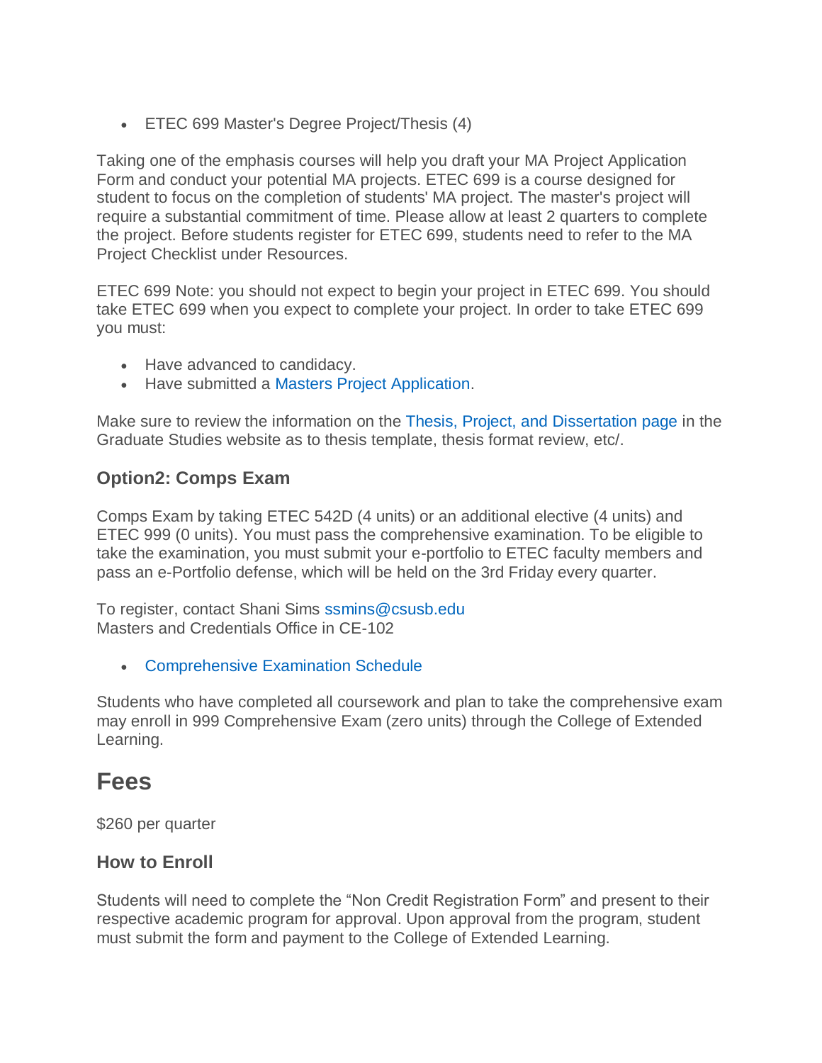- ETEC 699 Master's Degree Project/Thesis (4)

Taking one of the emphasis courses will help you draft your MA Project Application Form and conduct your potential MA projects. ETEC 699 is a course designed for student to focus on the completion of students' MA project. The master's project will require a substantial commitment of time. Please allow at least 2 quarters to complete the project. Before students register for ETEC 699, students need to refer to the MA Project Checklist under Resources.

ETEC 699 Note: you should not expect to begin your project in ETEC 699. You should take ETEC 699 when you expect to complete your project. In order to take ETEC 699 you must:

- Have advanced to candidacy.
- Have submitted a Masters Project Application.

Make sure to review the information on the Thesis, Project, and Dissertation page in the Graduate Studies website as to thesis template, thesis format review, etc/.

### Option2: Comps Exam

Comps Exam by taking ETEC 542D (4 units) or an additional elective (4 units) and ETEC 999 (0 units). You must pass the comprehensive examination. To be eligible to take the examination, you must submit your e-portfolio to ETEC faculty members and pass an e-Portfolio defense, which will be held on the 3rd Friday every quarter.

To register, contact Shani Sims ssmins@csusb.edu
Masters and Credentials Office in CE-102

- Comprehensive Examination Schedule

Students who have completed all coursework and plan to take the comprehensive exam may enroll in 999 Comprehensive Exam (zero units) through the College of Extended Learning.

## Fees

$260 per quarter

### How to Enroll

Students will need to complete the "Non Credit Registration Form" and present to their respective academic program for approval. Upon approval from the program, student must submit the form and payment to the College of Extended Learning.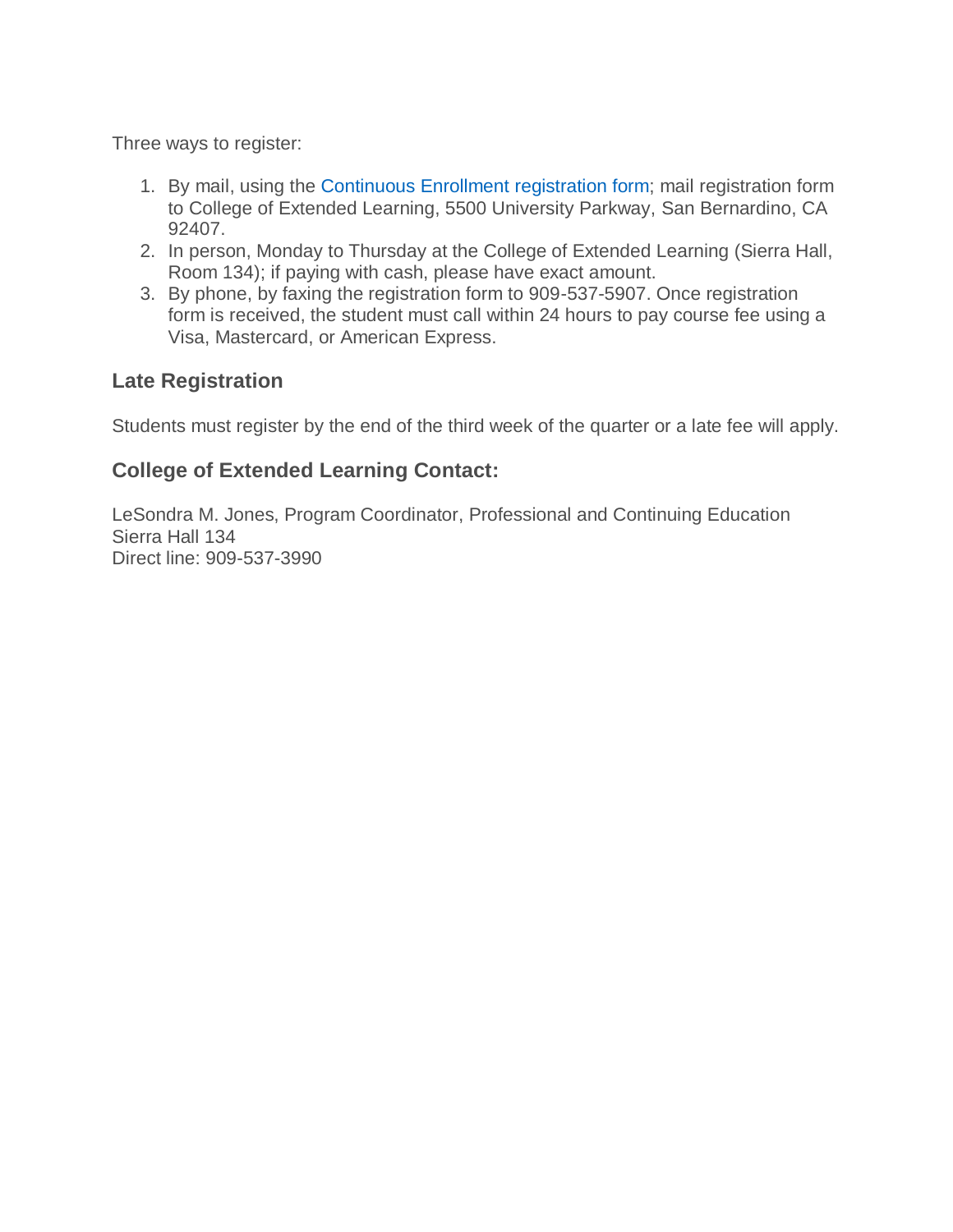Three ways to register:

1. By mail, using the Continuous Enrollment registration form; mail registration form to College of Extended Learning, 5500 University Parkway, San Bernardino, CA 92407.
2. In person, Monday to Thursday at the College of Extended Learning (Sierra Hall, Room 134); if paying with cash, please have exact amount.
3. By phone, by faxing the registration form to 909-537-5907. Once registration form is received, the student must call within 24 hours to pay course fee using a Visa, Mastercard, or American Express.

### Late Registration

Students must register by the end of the third week of the quarter or a late fee will apply.

### College of Extended Learning Contact:

LeSondra M. Jones, Program Coordinator, Professional and Continuing Education
Sierra Hall 134
Direct line: 909-537-3990